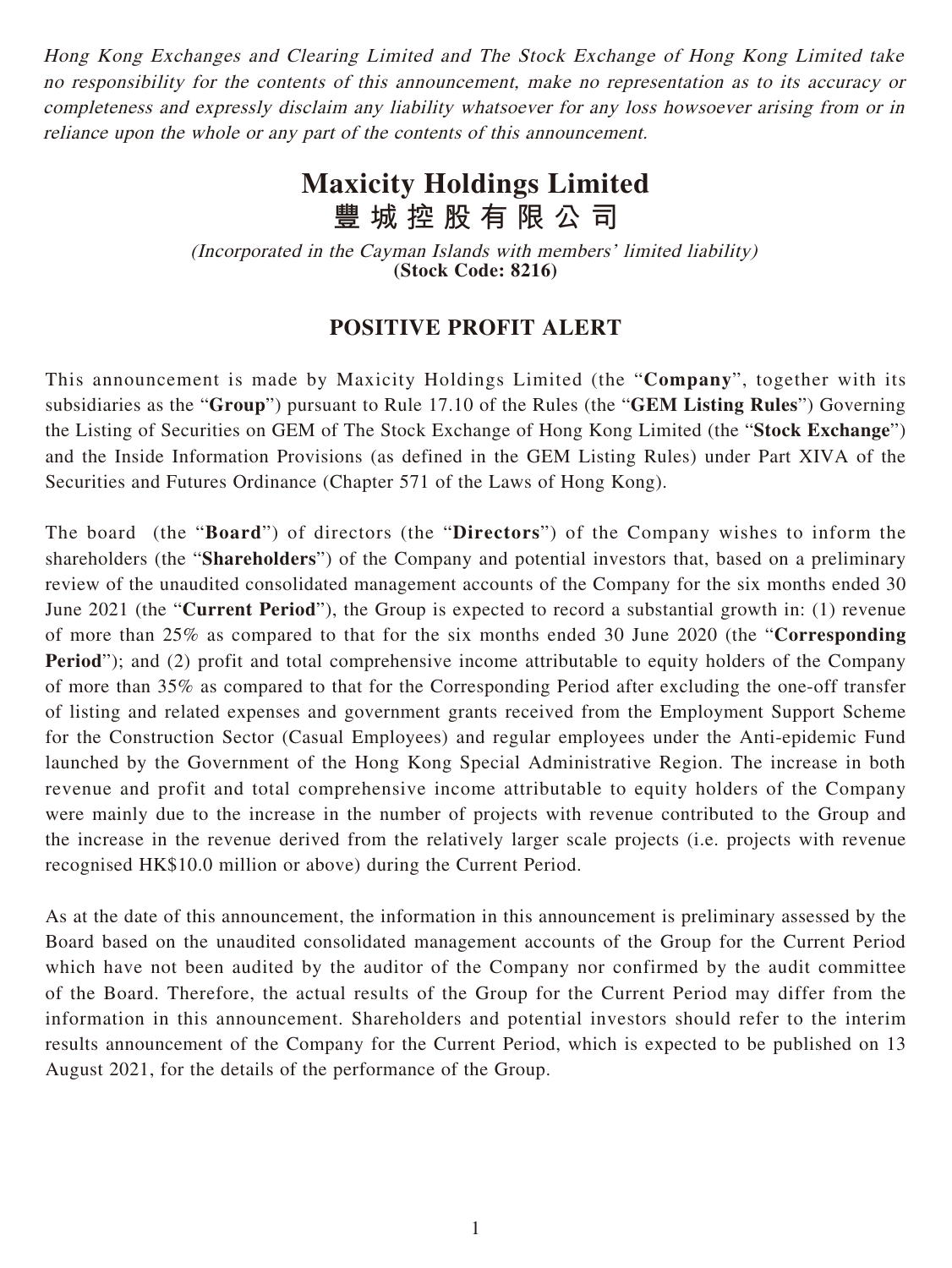*Hong Kong Exchanges and Clearing Limited and The Stock Exchange of Hong Kong Limited take no responsibility for the contents of this announcement, make no representation as to its accuracy or completeness and expressly disclaim any liability whatsoever for any loss howsoever arising from or in reliance upon the whole or any part of the contents of this announcement.*

# Maxicity Holdings Limited
# 豐城控股有限公司

*(Incorporated in the Cayman Islands with members' limited liability)*
**(Stock Code: 8216)**

## POSITIVE PROFIT ALERT

This announcement is made by Maxicity Holdings Limited (the "**Company**", together with its subsidiaries as the "**Group**") pursuant to Rule 17.10 of the Rules (the "**GEM Listing Rules**") Governing the Listing of Securities on GEM of The Stock Exchange of Hong Kong Limited (the "**Stock Exchange**") and the Inside Information Provisions (as defined in the GEM Listing Rules) under Part XIVA of the Securities and Futures Ordinance (Chapter 571 of the Laws of Hong Kong).

The board (the "**Board**") of directors (the "**Directors**") of the Company wishes to inform the shareholders (the "**Shareholders**") of the Company and potential investors that, based on a preliminary review of the unaudited consolidated management accounts of the Company for the six months ended 30 June 2021 (the "**Current Period**"), the Group is expected to record a substantial growth in: (1) revenue of more than 25% as compared to that for the six months ended 30 June 2020 (the "**Corresponding Period**"); and (2) profit and total comprehensive income attributable to equity holders of the Company of more than 35% as compared to that for the Corresponding Period after excluding the one-off transfer of listing and related expenses and government grants received from the Employment Support Scheme for the Construction Sector (Casual Employees) and regular employees under the Anti-epidemic Fund launched by the Government of the Hong Kong Special Administrative Region. The increase in both revenue and profit and total comprehensive income attributable to equity holders of the Company were mainly due to the increase in the number of projects with revenue contributed to the Group and the increase in the revenue derived from the relatively larger scale projects (i.e. projects with revenue recognised HK$10.0 million or above) during the Current Period.

As at the date of this announcement, the information in this announcement is preliminary assessed by the Board based on the unaudited consolidated management accounts of the Group for the Current Period which have not been audited by the auditor of the Company nor confirmed by the audit committee of the Board. Therefore, the actual results of the Group for the Current Period may differ from the information in this announcement. Shareholders and potential investors should refer to the interim results announcement of the Company for the Current Period, which is expected to be published on 13 August 2021, for the details of the performance of the Group.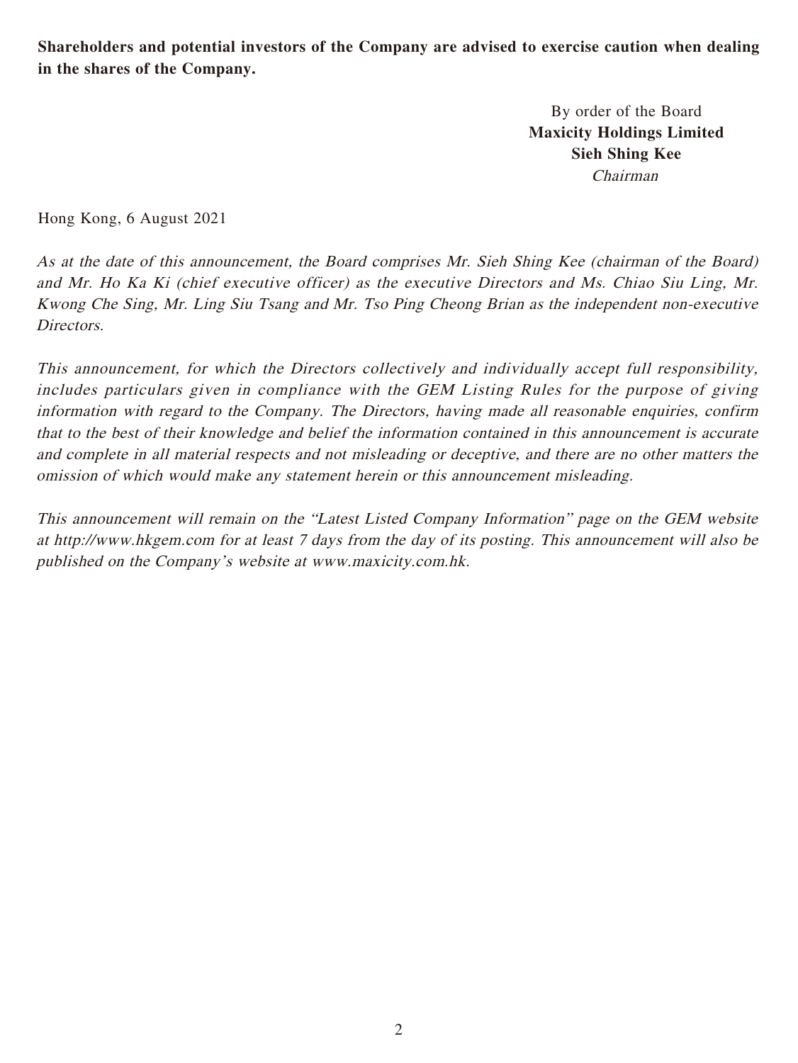**Shareholders and potential investors of the Company are advised to exercise caution when dealing in the shares of the Company.**

By order of the Board
**Maxicity Holdings Limited**
**Sieh Shing Kee**
*Chairman*

Hong Kong, 6 August 2021

*As at the date of this announcement, the Board comprises Mr. Sieh Shing Kee (chairman of the Board) and Mr. Ho Ka Ki (chief executive officer) as the executive Directors and Ms. Chiao Siu Ling, Mr. Kwong Che Sing, Mr. Ling Siu Tsang and Mr. Tso Ping Cheong Brian as the independent non-executive Directors.*

*This announcement, for which the Directors collectively and individually accept full responsibility, includes particulars given in compliance with the GEM Listing Rules for the purpose of giving information with regard to the Company. The Directors, having made all reasonable enquiries, confirm that to the best of their knowledge and belief the information contained in this announcement is accurate and complete in all material respects and not misleading or deceptive, and there are no other matters the omission of which would make any statement herein or this announcement misleading.*

*This announcement will remain on the "Latest Listed Company Information" page on the GEM website at http://www.hkgem.com for at least 7 days from the day of its posting. This announcement will also be published on the Company's website at www.maxicity.com.hk.*